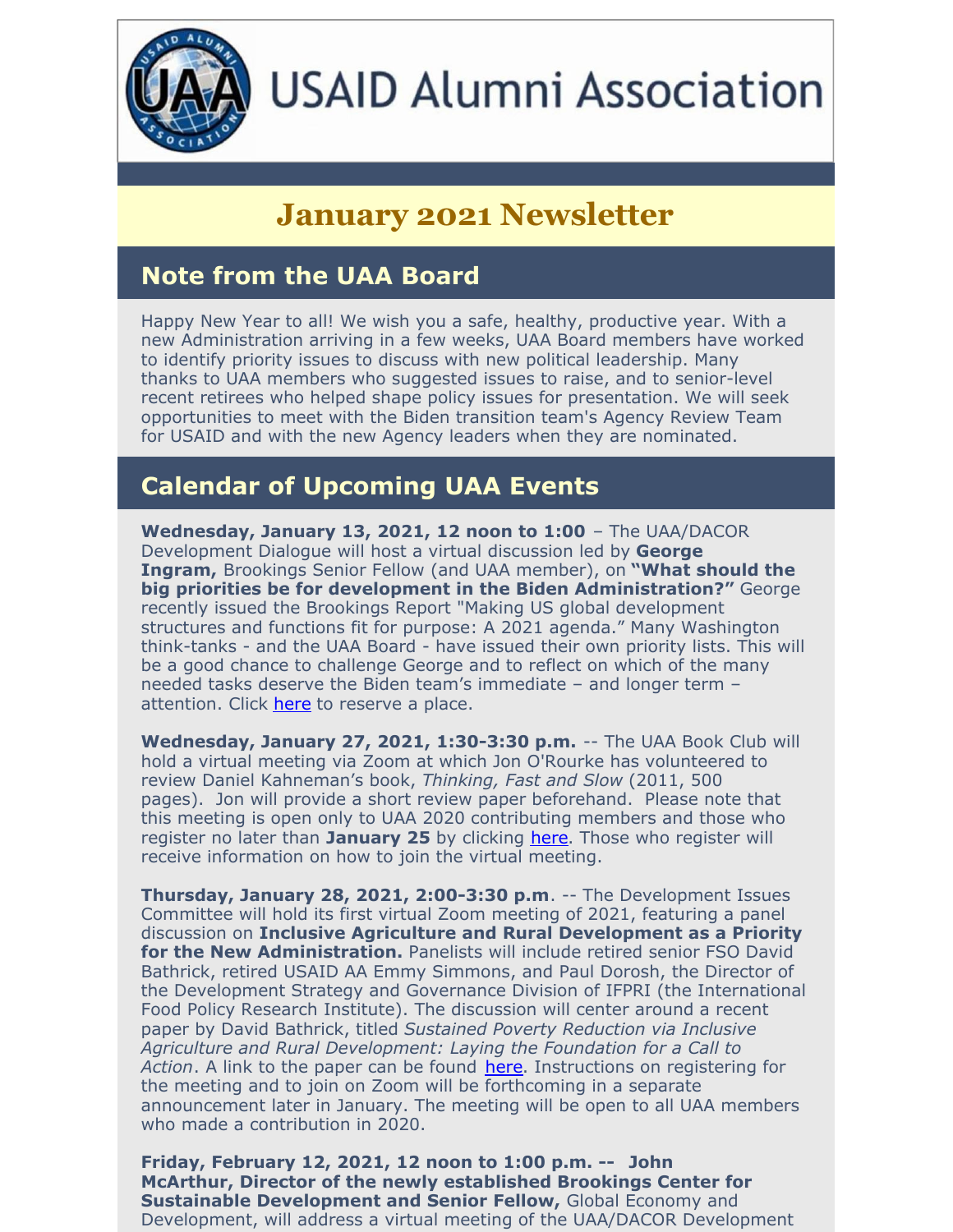# USAID Alumni Association

## January 2021 Newsletter

## Note from the UAA Board

Happy New Year to all! We wish you a safe, healthy, productive year. With a new Administration arriving in a few weeks, UAA Board members have worked to identify priority issues to discuss with new political leadership. Many thanks to UAA members who suggested issues to raise, and to senior-level recent retirees who helped shape policy issues for presentation. We will seek opportunities to meet with the Biden transition team's Agency Review Team for USAID and with the new Agency leaders when they are nominated.

## Calendar of Upcoming UAA Events

**Wednesday, January 13, 2021, 12 noon to 1:00** – The UAA/DACOR Development Dialogue will host a virtual discussion led by **George Ingram,** Brookings Senior Fellow (and UAA member), on **"What should the big priorities be for development in the Biden Administration?"** George recently issued the Brookings Report "Making US global development structures and functions fit for purpose: A 2021 agenda." Many Washington think-tanks - and the UAA Board - have issued their own priority lists. This will be a good chance to challenge George and to reflect on which of the many needed tasks deserve the Biden team's immediate – and longer term – attention. Click here to reserve a place.

**Wednesday, January 27, 2021, 1:30-3:30 p.m.** -- The UAA Book Club will hold a virtual meeting via Zoom at which Jon O'Rourke has volunteered to review Daniel Kahneman's book, *Thinking, Fast and Slow* (2011, 500 pages). Jon will provide a short review paper beforehand. Please note that this meeting is open only to UAA 2020 contributing members and those who register no later than **January 25** by clicking here. Those who register will receive information on how to join the virtual meeting.

**Thursday, January 28, 2021, 2:00-3:30 p.m**. -- The Development Issues Committee will hold its first virtual Zoom meeting of 2021, featuring a panel discussion on **Inclusive Agriculture and Rural Development as a Priority for the New Administration.** Panelists will include retired senior FSO David Bathrick, retired USAID AA Emmy Simmons, and Paul Dorosh, the Director of the Development Strategy and Governance Division of IFPRI (the International Food Policy Research Institute). The discussion will center around a recent paper by David Bathrick, titled *Sustained Poverty Reduction via Inclusive Agriculture and Rural Development: Laying the Foundation for a Call to Action*. A link to the paper can be found here. Instructions on registering for the meeting and to join on Zoom will be forthcoming in a separate announcement later in January. The meeting will be open to all UAA members who made a contribution in 2020.

**Friday, February 12, 2021, 12 noon to 1:00 p.m. -- John McArthur, Director of the newly established Brookings Center for Sustainable Development and Senior Fellow,** Global Economy and Development, will address a virtual meeting of the UAA/DACOR Development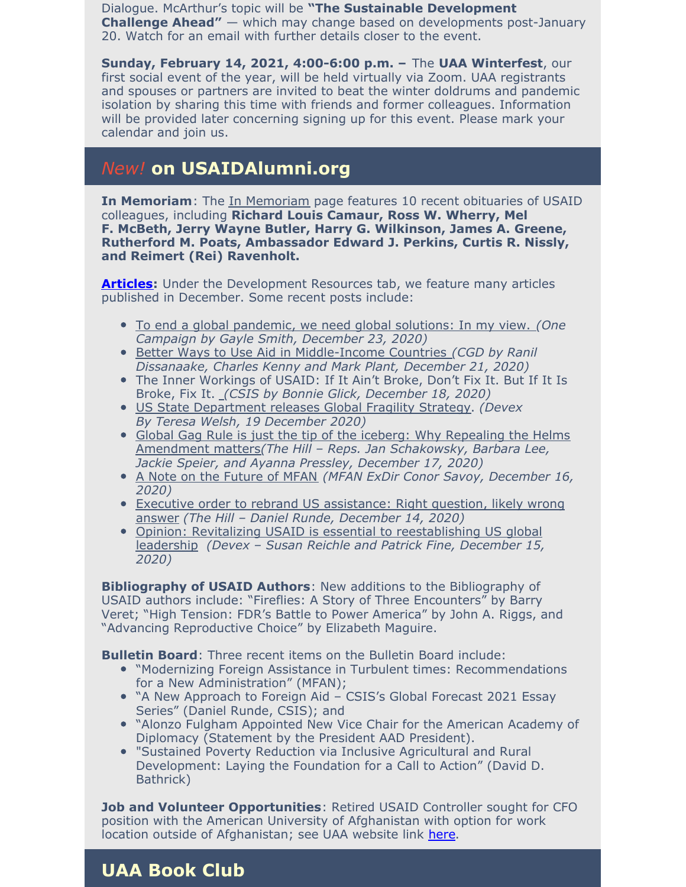Dialogue. McArthur's topic will be **"The Sustainable Development Challenge Ahead"** — which may change based on developments post-January 20. Watch for an email with further details closer to the event.

**Sunday, February 14, 2021, 4:00-6:00 p.m. –** The **UAA Winterfest**, our first social event of the year, will be held virtually via Zoom. UAA registrants and spouses or partners are invited to beat the winter doldrums and pandemic isolation by sharing this time with friends and former colleagues. Information will be provided later concerning signing up for this event. Please mark your calendar and join us.

## *New!* on USAIDAlumni.org

**In Memoriam**: The In Memoriam page features 10 recent obituaries of USAID colleagues, including **Richard Louis Camaur, Ross W. Wherry, Mel F. McBeth, Jerry Wayne Butler, Harry G. Wilkinson, James A. Greene, Rutherford M. Poats, Ambassador Edward J. Perkins, Curtis R. Nissly, and Reimert (Rei) Ravenholt.**

**Articles:** Under the Development Resources tab, we feature many articles published in December. Some recent posts include:

- To end a global pandemic, we need global solutions: In my view. *(One Campaign by Gayle Smith, December 23, 2020)*
- Better Ways to Use Aid in Middle-Income Countries *(CGD by Ranil Dissanaake, Charles Kenny and Mark Plant, December 21, 2020)*
- The Inner Workings of USAID: If It Ain't Broke, Don't Fix It. But If It Is Broke, Fix It. *(CSIS by Bonnie Glick, December 18, 2020)*
- US State Department releases Global Fragility Strategy. *(Devex By Teresa Welsh, 19 December 2020)*
- Global Gag Rule is just the tip of the iceberg: Why Repealing the Helms Amendment matters*(The Hill – Reps. Jan Schakowsky, Barbara Lee, Jackie Speier, and Ayanna Pressley, December 17, 2020)*
- A Note on the Future of MFAN *(MFAN ExDir Conor Savoy, December 16, 2020)*
- Executive order to rebrand US assistance: Right question, likely wrong answer *(The Hill – Daniel Runde, December 14, 2020)*
- Opinion: Revitalizing USAID is essential to reestablishing US global leadership *(Devex – Susan Reichle and Patrick Fine, December 15, 2020)*

**Bibliography of USAID Authors**: New additions to the Bibliography of USAID authors include: "Fireflies: A Story of Three Encounters" by Barry Veret; "High Tension: FDR's Battle to Power America" by John A. Riggs, and "Advancing Reproductive Choice" by Elizabeth Maguire.

**Bulletin Board**: Three recent items on the Bulletin Board include:

- "Modernizing Foreign Assistance in Turbulent times: Recommendations for a New Administration" (MFAN);
- "A New Approach to Foreign Aid – CSIS's Global Forecast 2021 Essay Series" (Daniel Runde, CSIS); and
- "Alonzo Fulgham Appointed New Vice Chair for the American Academy of Diplomacy (Statement by the President AAD President).
- "Sustained Poverty Reduction via Inclusive Agricultural and Rural Development: Laying the Foundation for a Call to Action" (David D. Bathrick)

**Job and Volunteer Opportunities**: Retired USAID Controller sought for CFO position with the American University of Afghanistan with option for work location outside of Afghanistan; see UAA website link here.

## UAA Book Club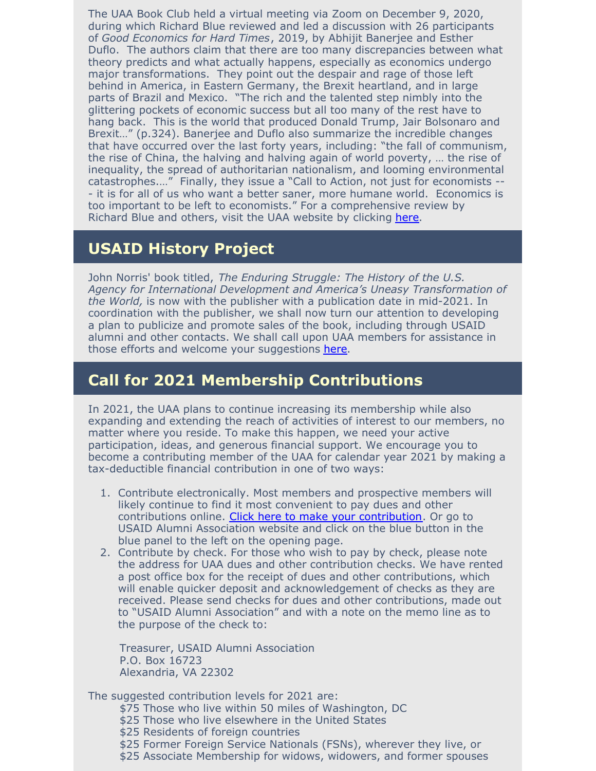The UAA Book Club held a virtual meeting via Zoom on December 9, 2020, during which Richard Blue reviewed and led a discussion with 26 participants of *Good Economics for Hard Times*, 2019, by Abhijit Banerjee and Esther Duflo. The authors claim that there are too many discrepancies between what theory predicts and what actually happens, especially as economics undergo major transformations. They point out the despair and rage of those left behind in America, in Eastern Germany, the Brexit heartland, and in large parts of Brazil and Mexico. "The rich and the talented step nimbly into the glittering pockets of economic success but all too many of the rest have to hang back. This is the world that produced Donald Trump, Jair Bolsonaro and Brexit…" (p.324). Banerjee and Duflo also summarize the incredible changes that have occurred over the last forty years, including: "the fall of communism, the rise of China, the halving and halving again of world poverty, … the rise of inequality, the spread of authoritarian nationalism, and looming environmental catastrophes.…" Finally, they issue a "Call to Action, not just for economists --- it is for all of us who want a better saner, more humane world. Economics is too important to be left to economists." For a comprehensive review by Richard Blue and others, visit the UAA website by clicking here.

## USAID History Project

John Norris' book titled, *The Enduring Struggle: The History of the U.S. Agency for International Development and America's Uneasy Transformation of the World,* is now with the publisher with a publication date in mid-2021. In coordination with the publisher, we shall now turn our attention to developing a plan to publicize and promote sales of the book, including through USAID alumni and other contacts. We shall call upon UAA members for assistance in those efforts and welcome your suggestions here.

## Call for 2021 Membership Contributions

In 2021, the UAA plans to continue increasing its membership while also expanding and extending the reach of activities of interest to our members, no matter where you reside. To make this happen, we need your active participation, ideas, and generous financial support. We encourage you to become a contributing member of the UAA for calendar year 2021 by making a tax-deductible financial contribution in one of two ways:

1. Contribute electronically. Most members and prospective members will likely continue to find it most convenient to pay dues and other contributions online. Click here to make your contribution. Or go to USAID Alumni Association website and click on the blue button in the blue panel to the left on the opening page.
2. Contribute by check. For those who wish to pay by check, please note the address for UAA dues and other contribution checks. We have rented a post office box for the receipt of dues and other contributions, which will enable quicker deposit and acknowledgement of checks as they are received. Please send checks for dues and other contributions, made out to "USAID Alumni Association" and with a note on the memo line as to the purpose of the check to:

   Treasurer, USAID Alumni Association
   P.O. Box 16723
   Alexandria, VA 22302

The suggested contribution levels for 2021 are:

- $75 Those who live within 50 miles of Washington, DC
- $25 Those who live elsewhere in the United States
- $25 Residents of foreign countries
- $25 Former Foreign Service Nationals (FSNs), wherever they live, or
- $25 Associate Membership for widows, widowers, and former spouses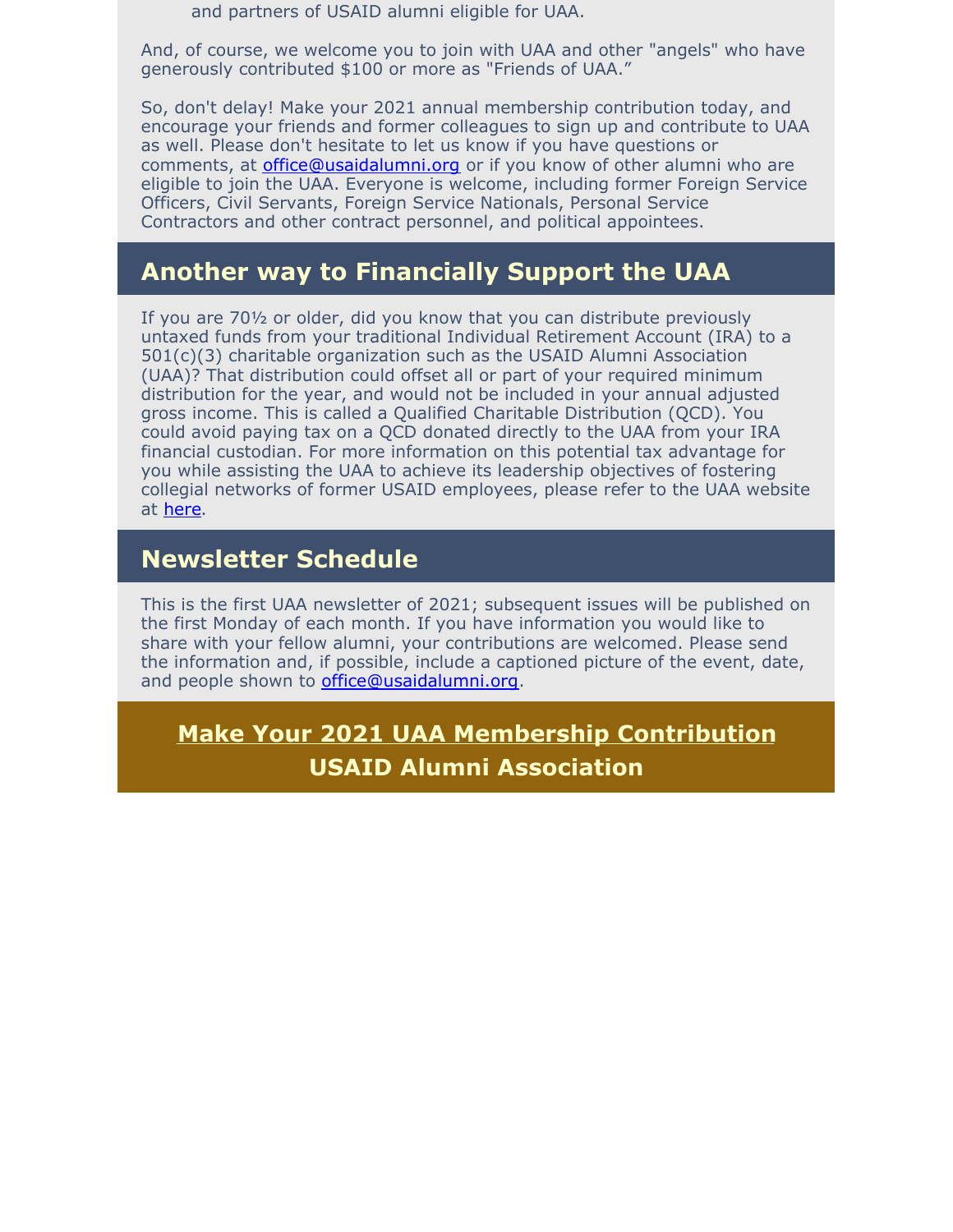and partners of USAID alumni eligible for UAA.

And, of course, we welcome you to join with UAA and other "angels" who have generously contributed $100 or more as "Friends of UAA."

So, don't delay! Make your 2021 annual membership contribution today, and encourage your friends and former colleagues to sign up and contribute to UAA as well. Please don't hesitate to let us know if you have questions or comments, at office@usaidalumni.org or if you know of other alumni who are eligible to join the UAA. Everyone is welcome, including former Foreign Service Officers, Civil Servants, Foreign Service Nationals, Personal Service Contractors and other contract personnel, and political appointees.

## Another way to Financially Support the UAA

If you are 70½ or older, did you know that you can distribute previously untaxed funds from your traditional Individual Retirement Account (IRA) to a 501(c)(3) charitable organization such as the USAID Alumni Association (UAA)? That distribution could offset all or part of your required minimum distribution for the year, and would not be included in your annual adjusted gross income. This is called a Qualified Charitable Distribution (QCD). You could avoid paying tax on a QCD donated directly to the UAA from your IRA financial custodian. For more information on this potential tax advantage for you while assisting the UAA to achieve its leadership objectives of fostering collegial networks of former USAID employees, please refer to the UAA website at here.

## Newsletter Schedule

This is the first UAA newsletter of 2021; subsequent issues will be published on the first Monday of each month. If you have information you would like to share with your fellow alumni, your contributions are welcomed. Please send the information and, if possible, include a captioned picture of the event, date, and people shown to office@usaidalumni.org.

**Make Your 2021 UAA Membership Contribution**

**USAID Alumni Association**